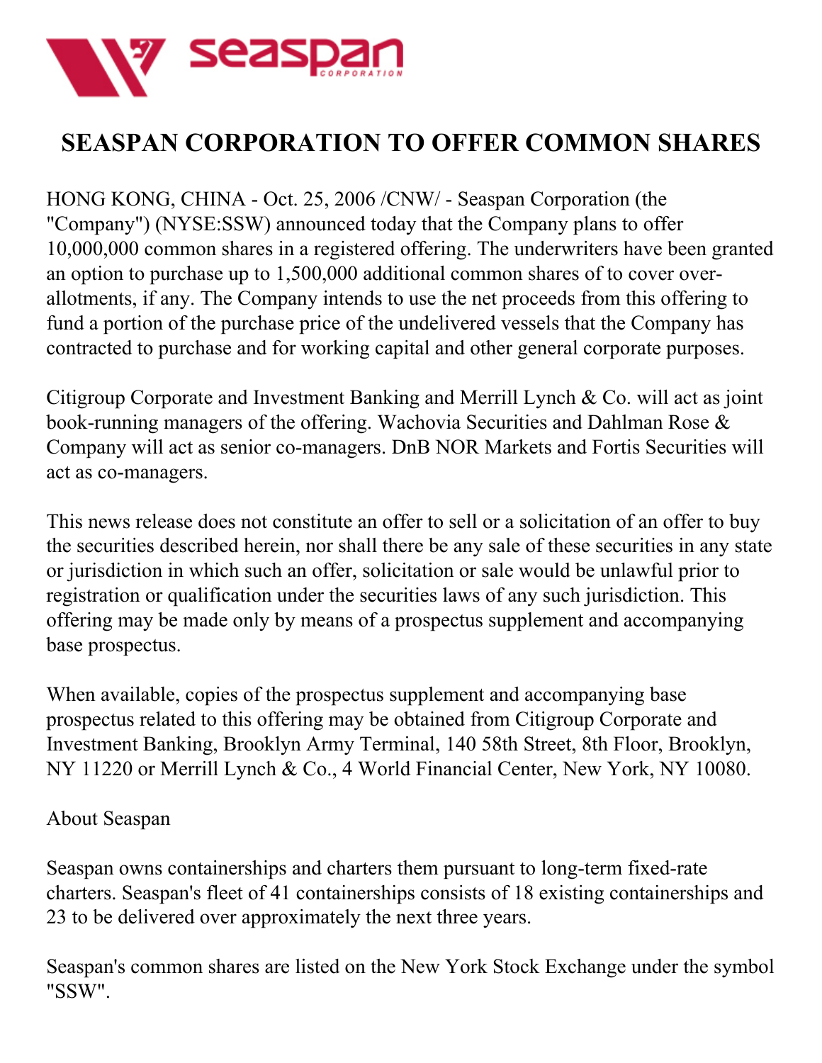# SEASPAN CORPORATION TO OFFER COMMON SHARES

HONG KONG, CHINA - Oct. 25, 2006 /CNW/ - Seaspan Corporation (the "Company") (NYSE:SSW) announced today that the Company plans to offer 10,000,000 common shares in a registered offering. The underwriters have been granted an option to purchase up to 1,500,000 additional common shares of to cover over-allotments, if any. The Company intends to use the net proceeds from this offering to fund a portion of the purchase price of the undelivered vessels that the Company has contracted to purchase and for working capital and other general corporate purposes.

Citigroup Corporate and Investment Banking and Merrill Lynch & Co. will act as joint book-running managers of the offering. Wachovia Securities and Dahlman Rose & Company will act as senior co-managers. DnB NOR Markets and Fortis Securities will act as co-managers.

This news release does not constitute an offer to sell or a solicitation of an offer to buy the securities described herein, nor shall there be any sale of these securities in any state or jurisdiction in which such an offer, solicitation or sale would be unlawful prior to registration or qualification under the securities laws of any such jurisdiction. This offering may be made only by means of a prospectus supplement and accompanying base prospectus.

When available, copies of the prospectus supplement and accompanying base prospectus related to this offering may be obtained from Citigroup Corporate and Investment Banking, Brooklyn Army Terminal, 140 58th Street, 8th Floor, Brooklyn, NY 11220 or Merrill Lynch & Co., 4 World Financial Center, New York, NY 10080.

About Seaspan

Seaspan owns containerships and charters them pursuant to long-term fixed-rate charters. Seaspan's fleet of 41 containerships consists of 18 existing containerships and 23 to be delivered over approximately the next three years.

Seaspan's common shares are listed on the New York Stock Exchange under the symbol "SSW".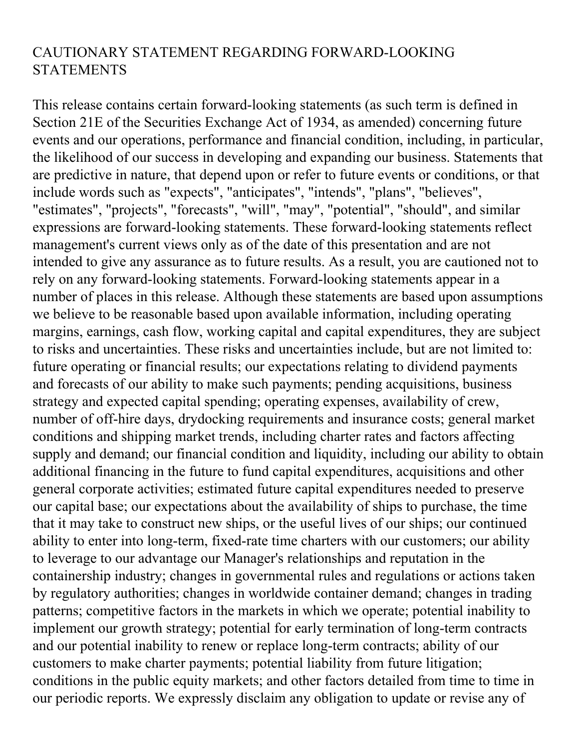## CAUTIONARY STATEMENT REGARDING FORWARD-LOOKING STATEMENTS

This release contains certain forward-looking statements (as such term is defined in Section 21E of the Securities Exchange Act of 1934, as amended) concerning future events and our operations, performance and financial condition, including, in particular, the likelihood of our success in developing and expanding our business. Statements that are predictive in nature, that depend upon or refer to future events or conditions, or that include words such as "expects", "anticipates", "intends", "plans", "believes", "estimates", "projects", "forecasts", "will", "may", "potential", "should", and similar expressions are forward-looking statements. These forward-looking statements reflect management's current views only as of the date of this presentation and are not intended to give any assurance as to future results. As a result, you are cautioned not to rely on any forward-looking statements. Forward-looking statements appear in a number of places in this release. Although these statements are based upon assumptions we believe to be reasonable based upon available information, including operating margins, earnings, cash flow, working capital and capital expenditures, they are subject to risks and uncertainties. These risks and uncertainties include, but are not limited to: future operating or financial results; our expectations relating to dividend payments and forecasts of our ability to make such payments; pending acquisitions, business strategy and expected capital spending; operating expenses, availability of crew, number of off-hire days, drydocking requirements and insurance costs; general market conditions and shipping market trends, including charter rates and factors affecting supply and demand; our financial condition and liquidity, including our ability to obtain additional financing in the future to fund capital expenditures, acquisitions and other general corporate activities; estimated future capital expenditures needed to preserve our capital base; our expectations about the availability of ships to purchase, the time that it may take to construct new ships, or the useful lives of our ships; our continued ability to enter into long-term, fixed-rate time charters with our customers; our ability to leverage to our advantage our Manager's relationships and reputation in the containership industry; changes in governmental rules and regulations or actions taken by regulatory authorities; changes in worldwide container demand; changes in trading patterns; competitive factors in the markets in which we operate; potential inability to implement our growth strategy; potential for early termination of long-term contracts and our potential inability to renew or replace long-term contracts; ability of our customers to make charter payments; potential liability from future litigation; conditions in the public equity markets; and other factors detailed from time to time in our periodic reports. We expressly disclaim any obligation to update or revise any of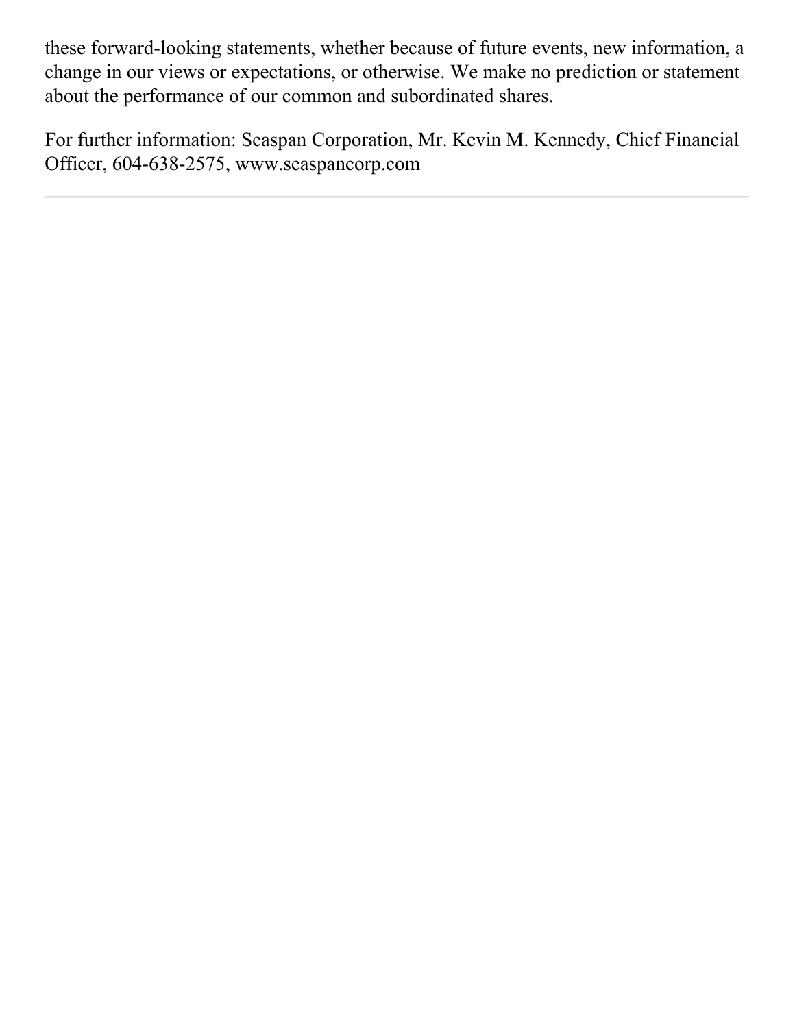these forward-looking statements, whether because of future events, new information, a change in our views or expectations, or otherwise. We make no prediction or statement about the performance of our common and subordinated shares.

For further information: Seaspan Corporation, Mr. Kevin M. Kennedy, Chief Financial Officer, 604-638-2575, www.seaspancorp.com

---